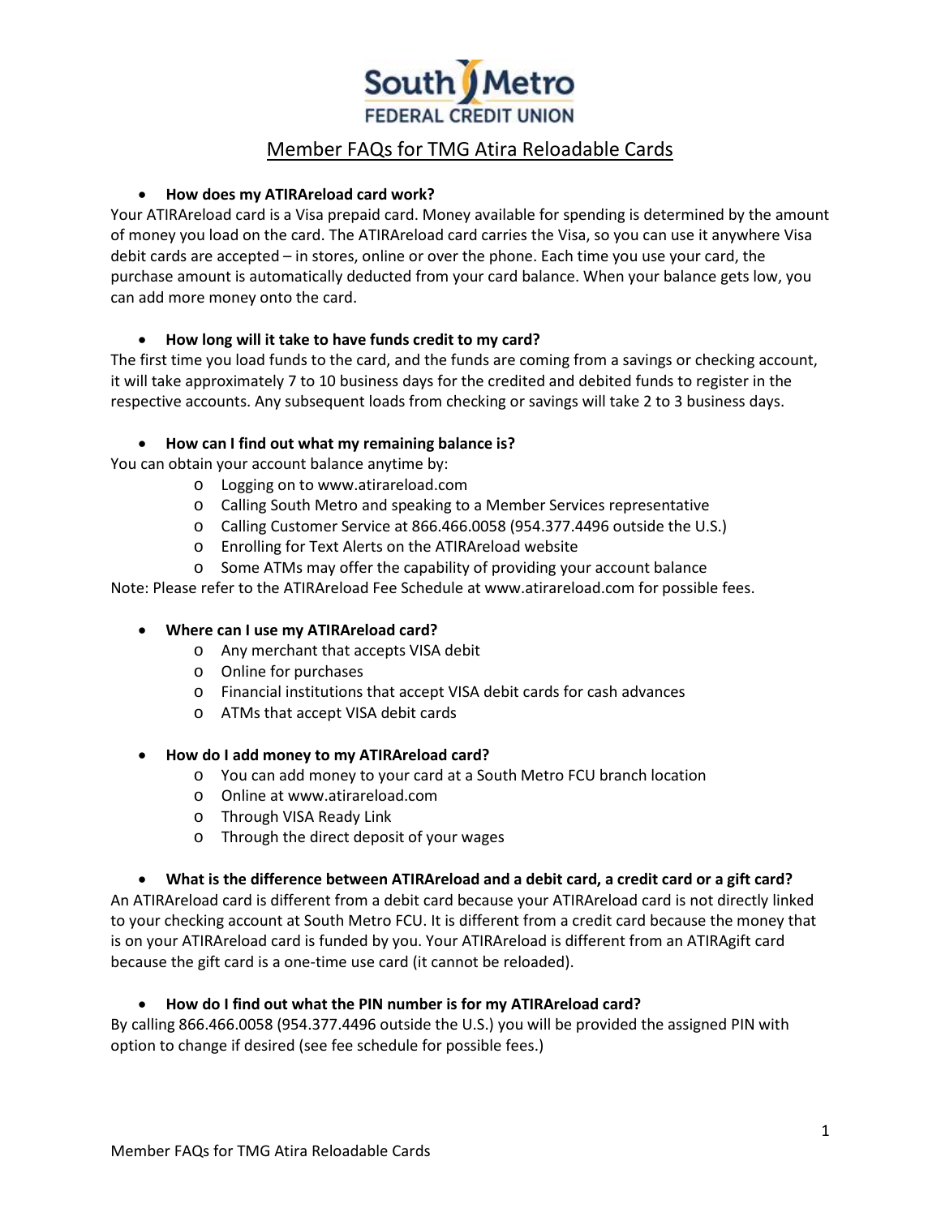# South Metro FEDERAL CREDIT UNION

## Member FAQs for TMG Atira Reloadable Cards

- **How does my ATIRAreload card work?**

Your ATIRAreload card is a Visa prepaid card. Money available for spending is determined by the amount of money you load on the card. The ATIRAreload card carries the Visa, so you can use it anywhere Visa debit cards are accepted – in stores, online or over the phone. Each time you use your card, the purchase amount is automatically deducted from your card balance. When your balance gets low, you can add more money onto the card.

- **How long will it take to have funds credit to my card?**

The first time you load funds to the card, and the funds are coming from a savings or checking account, it will take approximately 7 to 10 business days for the credited and debited funds to register in the respective accounts. Any subsequent loads from checking or savings will take 2 to 3 business days.

- **How can I find out what my remaining balance is?**

You can obtain your account balance anytime by:

  - Logging on to www.atirareload.com
  - Calling South Metro and speaking to a Member Services representative
  - Calling Customer Service at 866.466.0058 (954.377.4496 outside the U.S.)
  - Enrolling for Text Alerts on the ATIRAreload website
  - Some ATMs may offer the capability of providing your account balance

Note: Please refer to the ATIRAreload Fee Schedule at www.atirareload.com for possible fees.

- **Where can I use my ATIRAreload card?**
  - Any merchant that accepts VISA debit
  - Online for purchases
  - Financial institutions that accept VISA debit cards for cash advances
  - ATMs that accept VISA debit cards

- **How do I add money to my ATIRAreload card?**
  - You can add money to your card at a South Metro FCU branch location
  - Online at www.atirareload.com
  - Through VISA Ready Link
  - Through the direct deposit of your wages

- **What is the difference between ATIRAreload and a debit card, a credit card or a gift card?**

An ATIRAreload card is different from a debit card because your ATIRAreload card is not directly linked to your checking account at South Metro FCU. It is different from a credit card because the money that is on your ATIRAreload card is funded by you. Your ATIRAreload is different from an ATIRAgift card because the gift card is a one-time use card (it cannot be reloaded).

- **How do I find out what the PIN number is for my ATIRAreload card?**

By calling 866.466.0058 (954.377.4496 outside the U.S.) you will be provided the assigned PIN with option to change if desired (see fee schedule for possible fees.)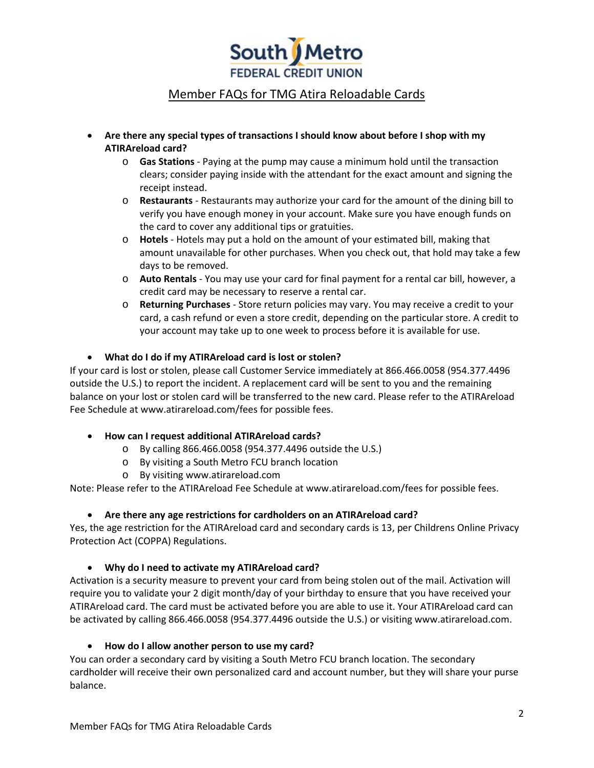# South Metro FEDERAL CREDIT UNION

## Member FAQs for TMG Atira Reloadable Cards

- **Are there any special types of transactions I should know about before I shop with my ATIRAreload card?**
  - **Gas Stations** - Paying at the pump may cause a minimum hold until the transaction clears; consider paying inside with the attendant for the exact amount and signing the receipt instead.
  - **Restaurants** - Restaurants may authorize your card for the amount of the dining bill to verify you have enough money in your account. Make sure you have enough funds on the card to cover any additional tips or gratuities.
  - **Hotels** - Hotels may put a hold on the amount of your estimated bill, making that amount unavailable for other purchases. When you check out, that hold may take a few days to be removed.
  - **Auto Rentals** - You may use your card for final payment for a rental car bill, however, a credit card may be necessary to reserve a rental car.
  - **Returning Purchases** - Store return policies may vary. You may receive a credit to your card, a cash refund or even a store credit, depending on the particular store. A credit to your account may take up to one week to process before it is available for use.

- **What do I do if my ATIRAreload card is lost or stolen?**

If your card is lost or stolen, please call Customer Service immediately at 866.466.0058 (954.377.4496 outside the U.S.) to report the incident. A replacement card will be sent to you and the remaining balance on your lost or stolen card will be transferred to the new card. Please refer to the ATIRAreload Fee Schedule at www.atirareload.com/fees for possible fees.

- **How can I request additional ATIRAreload cards?**
  - By calling 866.466.0058 (954.377.4496 outside the U.S.)
  - By visiting a South Metro FCU branch location
  - By visiting www.atirareload.com

Note: Please refer to the ATIRAreload Fee Schedule at www.atirareload.com/fees for possible fees.

- **Are there any age restrictions for cardholders on an ATIRAreload card?**

Yes, the age restriction for the ATIRAreload card and secondary cards is 13, per Childrens Online Privacy Protection Act (COPPA) Regulations.

- **Why do I need to activate my ATIRAreload card?**

Activation is a security measure to prevent your card from being stolen out of the mail. Activation will require you to validate your 2 digit month/day of your birthday to ensure that you have received your ATIRAreload card. The card must be activated before you are able to use it. Your ATIRAreload card can be activated by calling 866.466.0058 (954.377.4496 outside the U.S.) or visiting www.atirareload.com.

- **How do I allow another person to use my card?**

You can order a secondary card by visiting a South Metro FCU branch location. The secondary cardholder will receive their own personalized card and account number, but they will share your purse balance.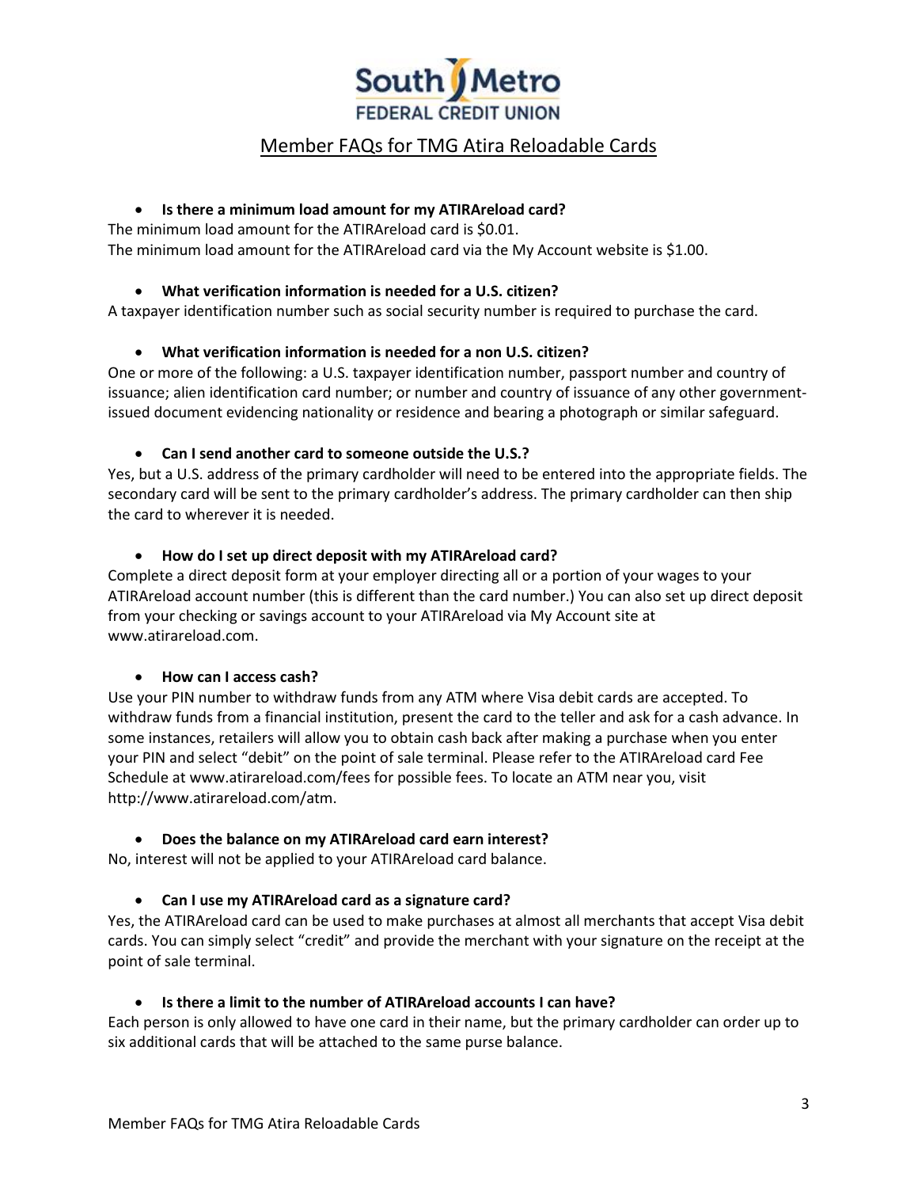South Metro FEDERAL CREDIT UNION

## Member FAQs for TMG Atira Reloadable Cards

- **Is there a minimum load amount for my ATIRAreload card?**

The minimum load amount for the ATIRAreload card is $0.01.
The minimum load amount for the ATIRAreload card via the My Account website is $1.00.

- **What verification information is needed for a U.S. citizen?**

A taxpayer identification number such as social security number is required to purchase the card.

- **What verification information is needed for a non U.S. citizen?**

One or more of the following: a U.S. taxpayer identification number, passport number and country of issuance; alien identification card number; or number and country of issuance of any other government-issued document evidencing nationality or residence and bearing a photograph or similar safeguard.

- **Can I send another card to someone outside the U.S.?**

Yes, but a U.S. address of the primary cardholder will need to be entered into the appropriate fields. The secondary card will be sent to the primary cardholder's address. The primary cardholder can then ship the card to wherever it is needed.

- **How do I set up direct deposit with my ATIRAreload card?**

Complete a direct deposit form at your employer directing all or a portion of your wages to your ATIRAreload account number (this is different than the card number.) You can also set up direct deposit from your checking or savings account to your ATIRAreload via My Account site at www.atirareload.com.

- **How can I access cash?**

Use your PIN number to withdraw funds from any ATM where Visa debit cards are accepted. To withdraw funds from a financial institution, present the card to the teller and ask for a cash advance. In some instances, retailers will allow you to obtain cash back after making a purchase when you enter your PIN and select "debit" on the point of sale terminal. Please refer to the ATIRAreload card Fee Schedule at www.atirareload.com/fees for possible fees. To locate an ATM near you, visit http://www.atirareload.com/atm.

- **Does the balance on my ATIRAreload card earn interest?**

No, interest will not be applied to your ATIRAreload card balance.

- **Can I use my ATIRAreload card as a signature card?**

Yes, the ATIRAreload card can be used to make purchases at almost all merchants that accept Visa debit cards. You can simply select "credit" and provide the merchant with your signature on the receipt at the point of sale terminal.

- **Is there a limit to the number of ATIRAreload accounts I can have?**

Each person is only allowed to have one card in their name, but the primary cardholder can order up to six additional cards that will be attached to the same purse balance.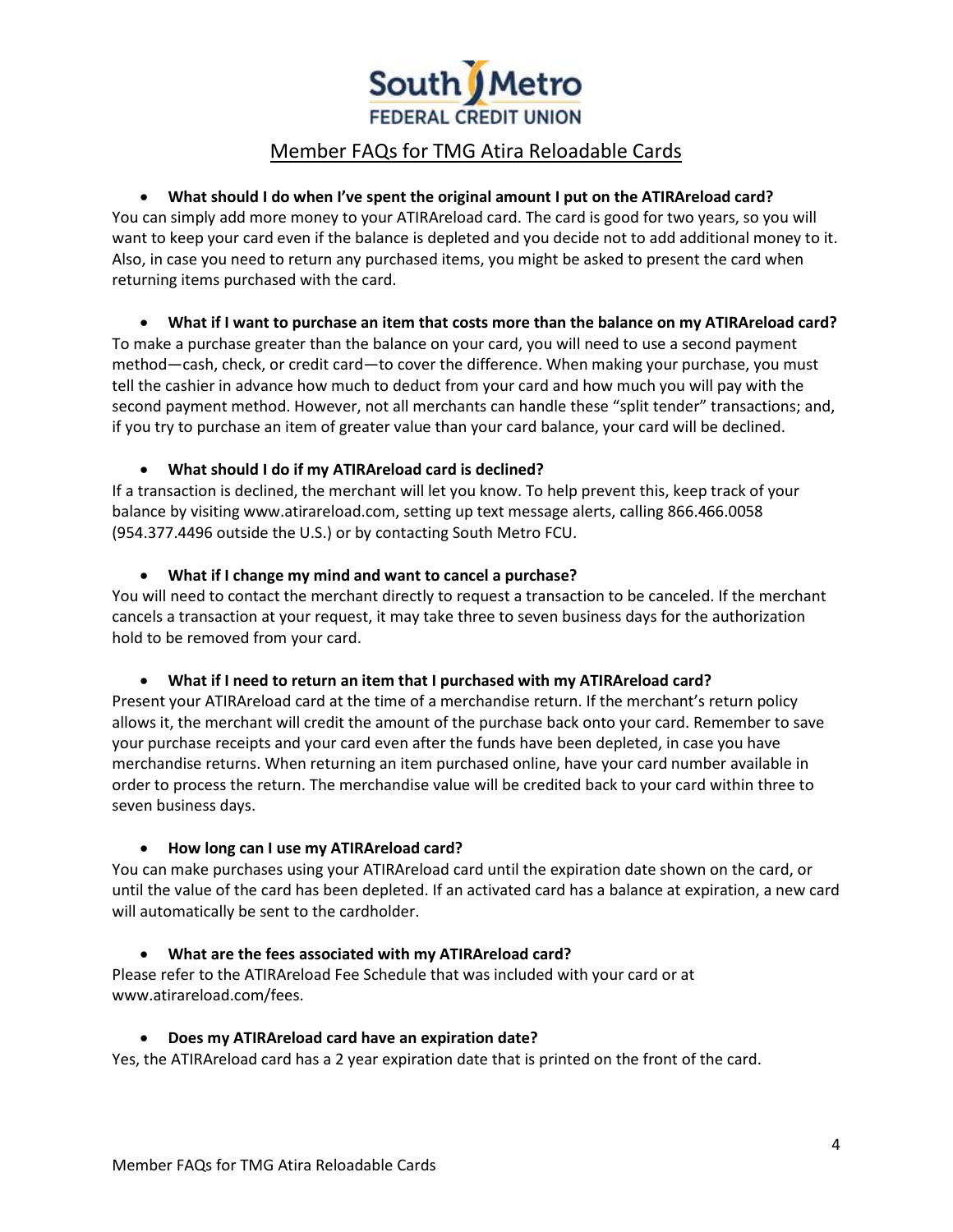South Metro
FEDERAL CREDIT UNION

## Member FAQs for TMG Atira Reloadable Cards

- **What should I do when I've spent the original amount I put on the ATIRAreload card?**

You can simply add more money to your ATIRAreload card. The card is good for two years, so you will want to keep your card even if the balance is depleted and you decide not to add additional money to it. Also, in case you need to return any purchased items, you might be asked to present the card when returning items purchased with the card.

- **What if I want to purchase an item that costs more than the balance on my ATIRAreload card?**

To make a purchase greater than the balance on your card, you will need to use a second payment method—cash, check, or credit card—to cover the difference. When making your purchase, you must tell the cashier in advance how much to deduct from your card and how much you will pay with the second payment method. However, not all merchants can handle these "split tender" transactions; and, if you try to purchase an item of greater value than your card balance, your card will be declined.

- **What should I do if my ATIRAreload card is declined?**

If a transaction is declined, the merchant will let you know. To help prevent this, keep track of your balance by visiting www.atirareload.com, setting up text message alerts, calling 866.466.0058 (954.377.4496 outside the U.S.) or by contacting South Metro FCU.

- **What if I change my mind and want to cancel a purchase?**

You will need to contact the merchant directly to request a transaction to be canceled. If the merchant cancels a transaction at your request, it may take three to seven business days for the authorization hold to be removed from your card.

- **What if I need to return an item that I purchased with my ATIRAreload card?**

Present your ATIRAreload card at the time of a merchandise return. If the merchant's return policy allows it, the merchant will credit the amount of the purchase back onto your card. Remember to save your purchase receipts and your card even after the funds have been depleted, in case you have merchandise returns. When returning an item purchased online, have your card number available in order to process the return. The merchandise value will be credited back to your card within three to seven business days.

- **How long can I use my ATIRAreload card?**

You can make purchases using your ATIRAreload card until the expiration date shown on the card, or until the value of the card has been depleted. If an activated card has a balance at expiration, a new card will automatically be sent to the cardholder.

- **What are the fees associated with my ATIRAreload card?**

Please refer to the ATIRAreload Fee Schedule that was included with your card or at www.atirareload.com/fees.

- **Does my ATIRAreload card have an expiration date?**

Yes, the ATIRAreload card has a 2 year expiration date that is printed on the front of the card.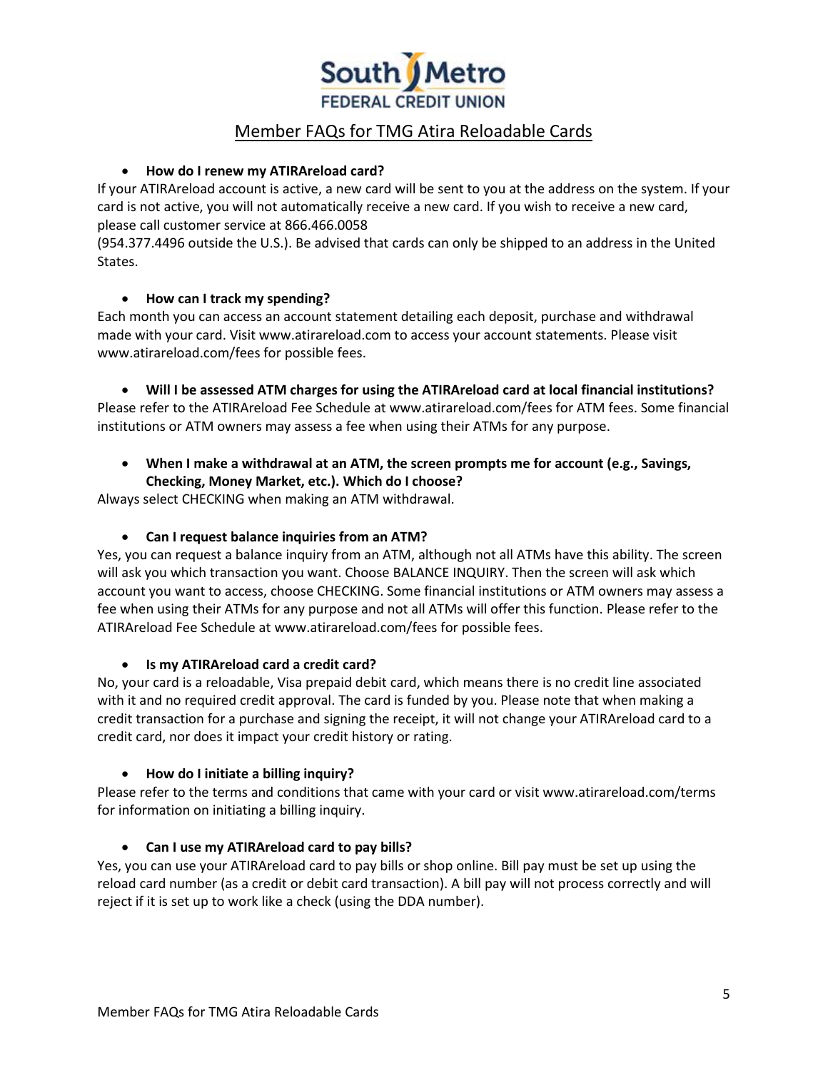South Metro FEDERAL CREDIT UNION

## Member FAQs for TMG Atira Reloadable Cards

- **How do I renew my ATIRAreload card?**

If your ATIRAreload account is active, a new card will be sent to you at the address on the system. If your card is not active, you will not automatically receive a new card. If you wish to receive a new card, please call customer service at 866.466.0058 (954.377.4496 outside the U.S.). Be advised that cards can only be shipped to an address in the United States.

- **How can I track my spending?**

Each month you can access an account statement detailing each deposit, purchase and withdrawal made with your card. Visit www.atirareload.com to access your account statements. Please visit www.atirareload.com/fees for possible fees.

- **Will I be assessed ATM charges for using the ATIRAreload card at local financial institutions?**

Please refer to the ATIRAreload Fee Schedule at www.atirareload.com/fees for ATM fees. Some financial institutions or ATM owners may assess a fee when using their ATMs for any purpose.

- **When I make a withdrawal at an ATM, the screen prompts me for account (e.g., Savings, Checking, Money Market, etc.). Which do I choose?**

Always select CHECKING when making an ATM withdrawal.

- **Can I request balance inquiries from an ATM?**

Yes, you can request a balance inquiry from an ATM, although not all ATMs have this ability. The screen will ask you which transaction you want. Choose BALANCE INQUIRY. Then the screen will ask which account you want to access, choose CHECKING. Some financial institutions or ATM owners may assess a fee when using their ATMs for any purpose and not all ATMs will offer this function. Please refer to the ATIRAreload Fee Schedule at www.atirareload.com/fees for possible fees.

- **Is my ATIRAreload card a credit card?**

No, your card is a reloadable, Visa prepaid debit card, which means there is no credit line associated with it and no required credit approval. The card is funded by you. Please note that when making a credit transaction for a purchase and signing the receipt, it will not change your ATIRAreload card to a credit card, nor does it impact your credit history or rating.

- **How do I initiate a billing inquiry?**

Please refer to the terms and conditions that came with your card or visit www.atirareload.com/terms for information on initiating a billing inquiry.

- **Can I use my ATIRAreload card to pay bills?**

Yes, you can use your ATIRAreload card to pay bills or shop online. Bill pay must be set up using the reload card number (as a credit or debit card transaction). A bill pay will not process correctly and will reject if it is set up to work like a check (using the DDA number).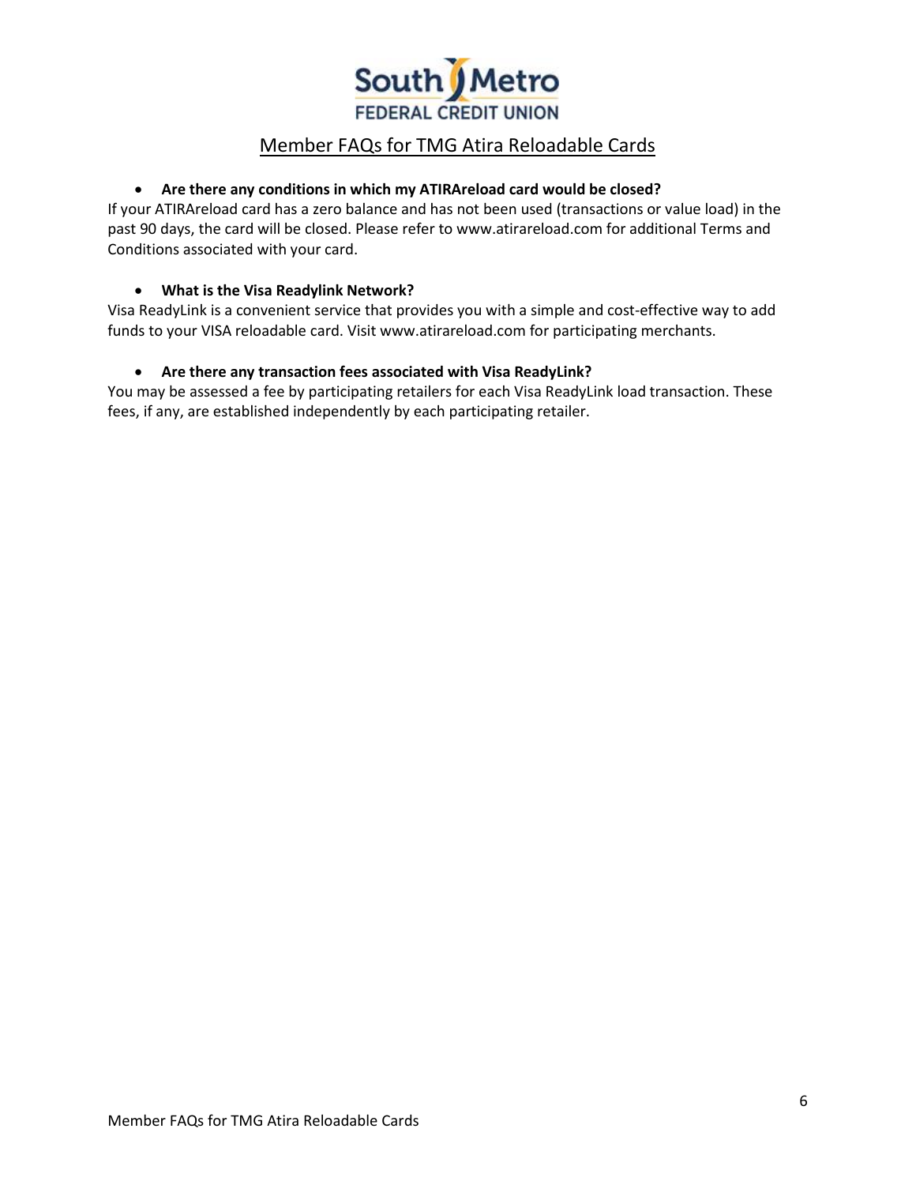South Metro FEDERAL CREDIT UNION

## Member FAQs for TMG Atira Reloadable Cards

- **Are there any conditions in which my ATIRAreload card would be closed?**

If your ATIRAreload card has a zero balance and has not been used (transactions or value load) in the past 90 days, the card will be closed. Please refer to www.atirareload.com for additional Terms and Conditions associated with your card.

- **What is the Visa Readylink Network?**

Visa ReadyLink is a convenient service that provides you with a simple and cost-effective way to add funds to your VISA reloadable card. Visit www.atirareload.com for participating merchants.

- **Are there any transaction fees associated with Visa ReadyLink?**

You may be assessed a fee by participating retailers for each Visa ReadyLink load transaction. These fees, if any, are established independently by each participating retailer.